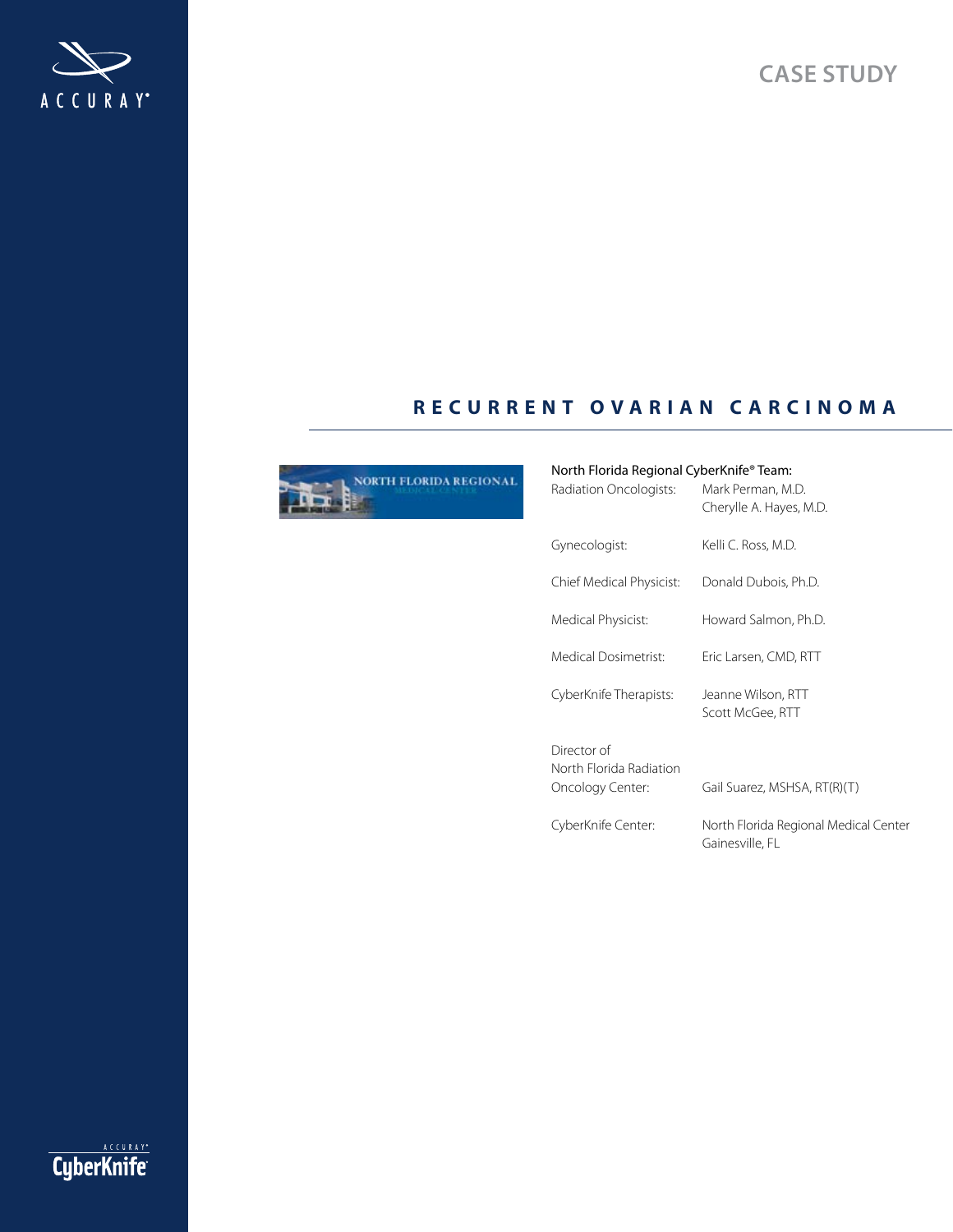# CASE STUDY

## RECURRENT OVARIAN CARCINOMA

North Florida Regional CyberKnife® Team:

| | |
|---|---|
| Radiation Oncologists: | Mark Perman, M.D.<br>Cherylle A. Hayes, M.D. |
| Gynecologist: | Kelli C. Ross, M.D. |
| Chief Medical Physicist: | Donald Dubois, Ph.D. |
| Medical Physicist: | Howard Salmon, Ph.D. |
| Medical Dosimetrist: | Eric Larsen, CMD, RTT |
| CyberKnife Therapists: | Jeanne Wilson, RTT<br>Scott McGee, RTT |
| Director of North Florida Radiation Oncology Center: | Gail Suarez, MSHSA, RT(R)(T) |
| CyberKnife Center: | North Florida Regional Medical Center<br>Gainesville, FL |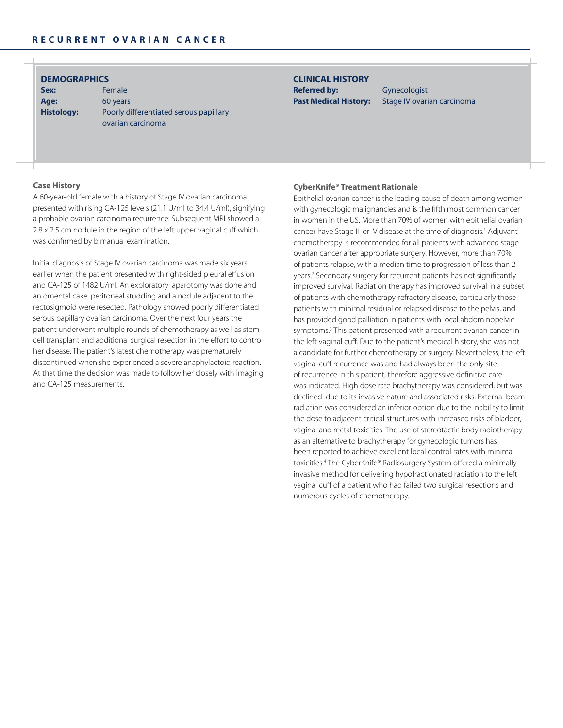# RECURRENT OVARIAN CANCER

## DEMOGRAPHICS

| | |
|---|---|
| **Sex:** | Female |
| **Age:** | 60 years |
| **Histology:** | Poorly differentiated serous papillary ovarian carcinoma |

## CLINICAL HISTORY

| | |
|---|---|
| **Referred by:** | Gynecologist |
| **Past Medical History:** | Stage IV ovarian carcinoma |

### Case History

A 60-year-old female with a history of Stage IV ovarian carcinoma presented with rising CA-125 levels (21.1 U/ml to 34.4 U/ml), signifying a probable ovarian carcinoma recurrence. Subsequent MRI showed a 2.8 x 2.5 cm nodule in the region of the left upper vaginal cuff which was confirmed by bimanual examination.

Initial diagnosis of Stage IV ovarian carcinoma was made six years earlier when the patient presented with right-sided pleural effusion and CA-125 of 1482 U/ml. An exploratory laparotomy was done and an omental cake, peritoneal studding and a nodule adjacent to the rectosigmoid were resected. Pathology showed poorly differentiated serous papillary ovarian carcinoma. Over the next four years the patient underwent multiple rounds of chemotherapy as well as stem cell transplant and additional surgical resection in the effort to control her disease. The patient's latest chemotherapy was prematurely discontinued when she experienced a severe anaphylactoid reaction. At that time the decision was made to follow her closely with imaging and CA-125 measurements.

### CyberKnife® Treatment Rationale

Epithelial ovarian cancer is the leading cause of death among women with gynecologic malignancies and is the fifth most common cancer in women in the US. More than 70% of women with epithelial ovarian cancer have Stage III or IV disease at the time of diagnosis.[1] Adjuvant chemotherapy is recommended for all patients with advanced stage ovarian cancer after appropriate surgery. However, more than 70% of patients relapse, with a median time to progression of less than 2 years.[2] Secondary surgery for recurrent patients has not significantly improved survival. Radiation therapy has improved survival in a subset of patients with chemotherapy-refractory disease, particularly those patients with minimal residual or relapsed disease to the pelvis, and has provided good palliation in patients with local abdominopelvic symptoms.[3] This patient presented with a recurrent ovarian cancer in the left vaginal cuff. Due to the patient's medical history, she was not a candidate for further chemotherapy or surgery. Nevertheless, the left vaginal cuff recurrence was and had always been the only site of recurrence in this patient, therefore aggressive definitive care was indicated. High dose rate brachytherapy was considered, but was declined due to its invasive nature and associated risks. External beam radiation was considered an inferior option due to the inability to limit the dose to adjacent critical structures with increased risks of bladder, vaginal and rectal toxicities. The use of stereotactic body radiotherapy as an alternative to brachytherapy for gynecologic tumors has been reported to achieve excellent local control rates with minimal toxicities.[4] The CyberKnife® Radiosurgery System offered a minimally invasive method for delivering hypofractionated radiation to the left vaginal cuff of a patient who had failed two surgical resections and numerous cycles of chemotherapy.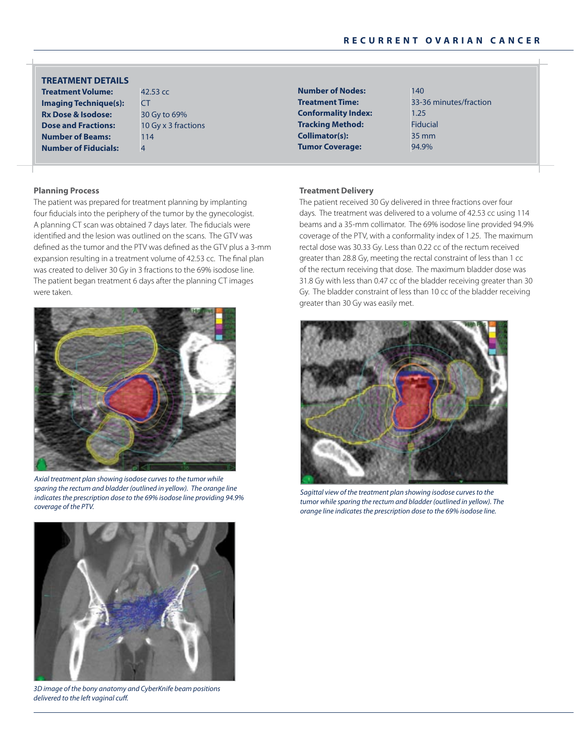## TREATMENT DETAILS

| | | | |
|---|---|---|---|
| **Treatment Volume:** | 42.53 cc | **Number of Nodes:** | 140 |
| **Imaging Technique(s):** | CT | **Treatment Time:** | 33-36 minutes/fraction |
| **Rx Dose & Isodose:** | 30 Gy to 69% | **Conformality Index:** | 1.25 |
| **Dose and Fractions:** | 10 Gy x 3 fractions | **Tracking Method:** | Fiducial |
| **Number of Beams:** | 114 | **Collimator(s):** | 35 mm |
| **Number of Fiducials:** | 4 | **Tumor Coverage:** | 94.9% |

### Planning Process

The patient was prepared for treatment planning by implanting four fiducials into the periphery of the tumor by the gynecologist. A planning CT scan was obtained 7 days later. The fiducials were identified and the lesion was outlined on the scans. The GTV was defined as the tumor and the PTV was defined as the GTV plus a 3-mm expansion resulting in a treatment volume of 42.53 cc. The final plan was created to deliver 30 Gy in 3 fractions to the 69% isodose line. The patient began treatment 6 days after the planning CT images were taken.

*Axial treatment plan showing isodose curves to the tumor while sparing the rectum and bladder (outlined in yellow). The orange line indicates the prescription dose to the 69% isodose line providing 94.9% coverage of the PTV.*

*3D image of the bony anatomy and CyberKnife beam positions delivered to the left vaginal cuff.*

### Treatment Delivery

The patient received 30 Gy delivered in three fractions over four days. The treatment was delivered to a volume of 42.53 cc using 114 beams and a 35-mm collimator. The 69% isodose line provided 94.9% coverage of the PTV, with a conformality index of 1.25. The maximum rectal dose was 30.33 Gy. Less than 0.22 cc of the rectum received greater than 28.8 Gy, meeting the rectal constraint of less than 1 cc of the rectum receiving that dose. The maximum bladder dose was 31.8 Gy with less than 0.47 cc of the bladder receiving greater than 30 Gy. The bladder constraint of less than 10 cc of the bladder receiving greater than 30 Gy was easily met.

*Sagittal view of the treatment plan showing isodose curves to the tumor while sparing the rectum and bladder (outlined in yellow). The orange line indicates the prescription dose to the 69% isodose line.*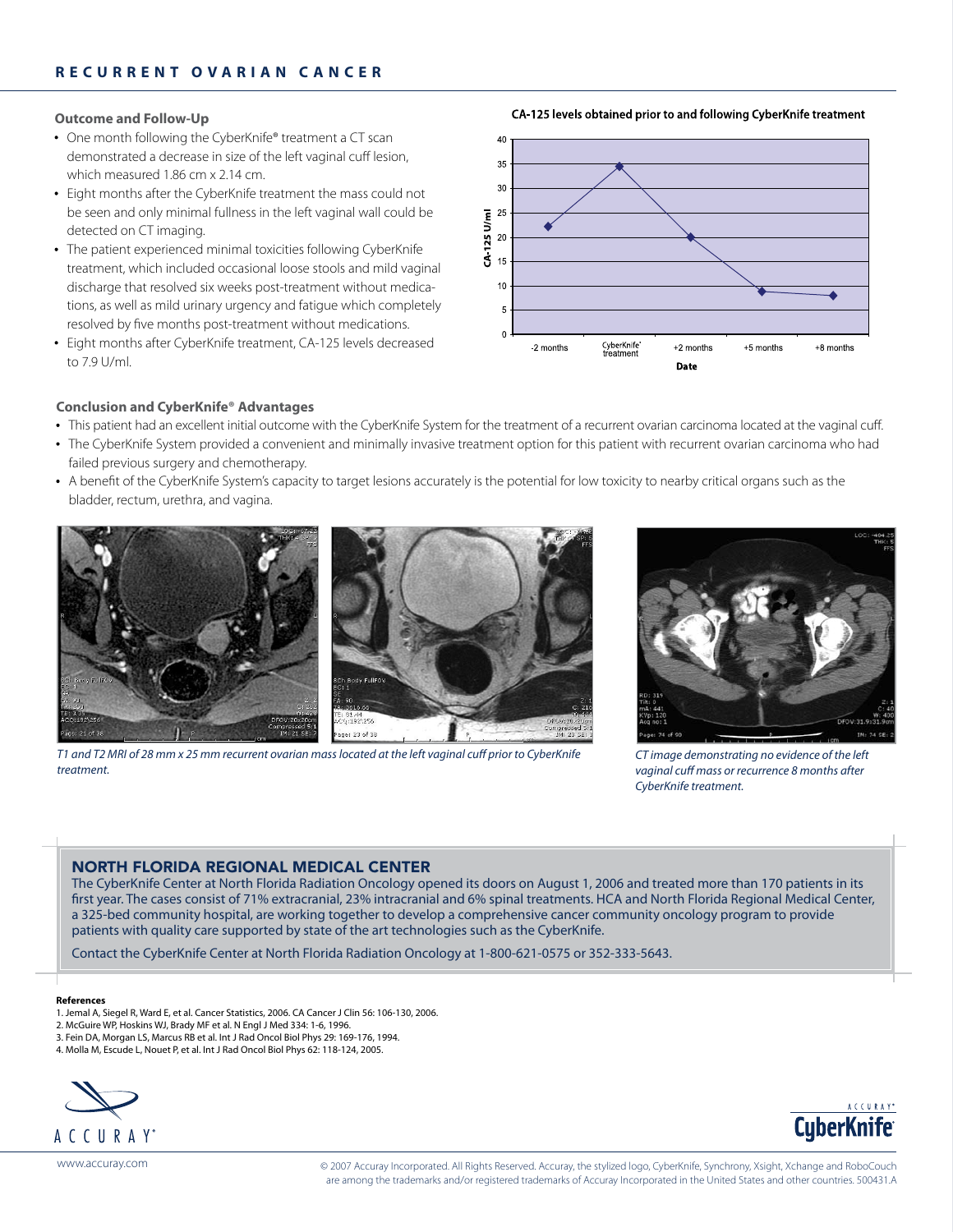# RECURRENT OVARIAN CANCER

### Outcome and Follow-Up

- One month following the CyberKnife® treatment a CT scan demonstrated a decrease in size of the left vaginal cuff lesion, which measured 1.86 cm x 2.14 cm.
- Eight months after the CyberKnife treatment the mass could not be seen and only minimal fullness in the left vaginal wall could be detected on CT imaging.
- The patient experienced minimal toxicities following CyberKnife treatment, which included occasional loose stools and mild vaginal discharge that resolved six weeks post-treatment without medications, as well as mild urinary urgency and fatigue which completely resolved by five months post-treatment without medications.
- Eight months after CyberKnife treatment, CA-125 levels decreased to 7.9 U/ml.

**CA-125 levels obtained prior to and following CyberKnife treatment**

CA-125 U/ml

0
5
10
15
20
25
30
35
40

-2 months
CyberKnife® treatment
+2 months
+5 months
+8 months

Date

### Conclusion and CyberKnife® Advantages

- This patient had an excellent initial outcome with the CyberKnife System for the treatment of a recurrent ovarian carcinoma located at the vaginal cuff.
- The CyberKnife System provided a convenient and minimally invasive treatment option for this patient with recurrent ovarian carcinoma who had failed previous surgery and chemotherapy.
- A benefit of the CyberKnife System's capacity to target lesions accurately is the potential for low toxicity to nearby critical organs such as the bladder, rectum, urethra, and vagina.

*T1 and T2 MRI of 28 mm x 25 mm recurrent ovarian mass located at the left vaginal cuff prior to CyberKnife treatment.*

*CT image demonstrating no evidence of the left vaginal cuff mass or recurrence 8 months after CyberKnife treatment.*

## NORTH FLORIDA REGIONAL MEDICAL CENTER

The CyberKnife Center at North Florida Radiation Oncology opened its doors on August 1, 2006 and treated more than 170 patients in its first year. The cases consist of 71% extracranial, 23% intracranial and 6% spinal treatments. HCA and North Florida Regional Medical Center, a 325-bed community hospital, are working together to develop a comprehensive cancer community oncology program to provide patients with quality care supported by state of the art technologies such as the CyberKnife.

Contact the CyberKnife Center at North Florida Radiation Oncology at 1-800-621-0575 or 352-333-5643.

**References**

1. Jemal A, Siegel R, Ward E, et al. Cancer Statistics, 2006. CA Cancer J Clin 56: 106-130, 2006.
2. McGuire WP, Hoskins WJ, Brady MF et al. N Engl J Med 334: 1-6, 1996.
3. Fein DA, Morgan LS, Marcus RB et al. Int J Rad Oncol Biol Phys 29: 169-176, 1994.
4. Molla M, Escude L, Nouet P, et al. Int J Rad Oncol Biol Phys 62: 118-124, 2005.

ACCURAY®

ACCURAY® CyberKnife®

www.accuray.com

© 2007 Accuray Incorporated. All Rights Reserved. Accuray, the stylized logo, CyberKnife, Synchrony, Xsight, Xchange and RoboCouch are among the trademarks and/or registered trademarks of Accuray Incorporated in the United States and other countries. 500431.A